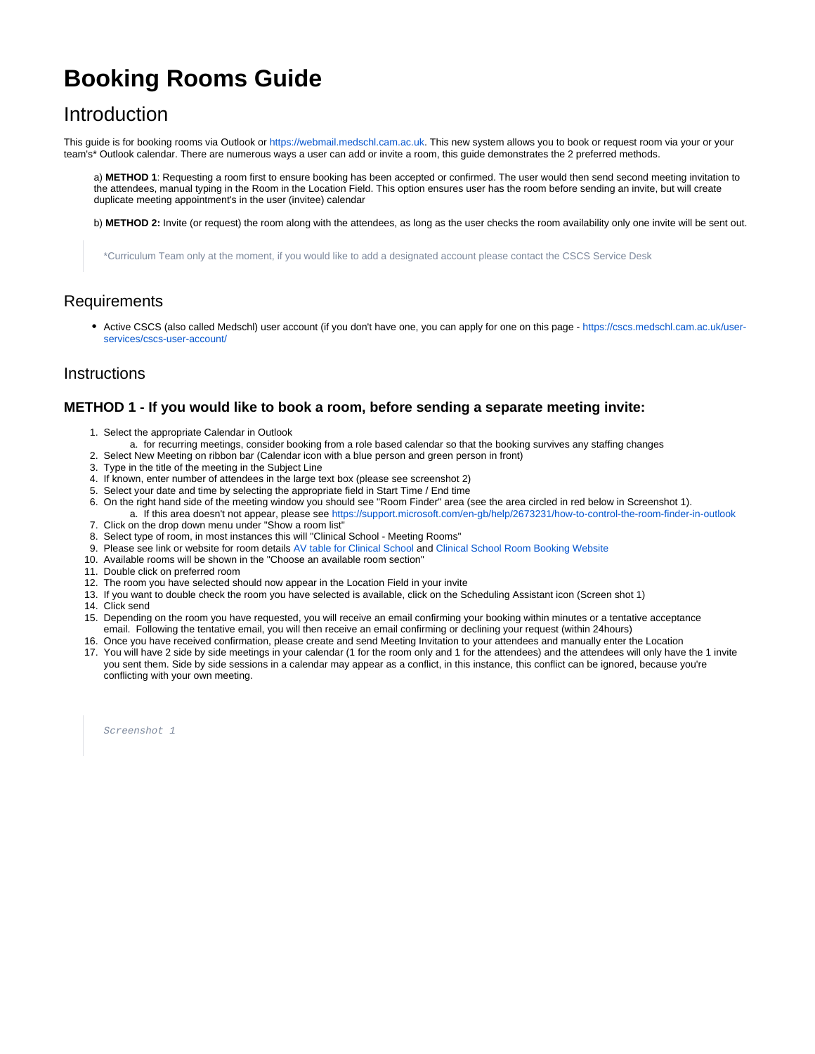# Booking Rooms Guide

## Introduction

This guide is for booking rooms via Outlook or https://webmail.medschl.cam.ac.uk. This new system allows you to book or request room via your or your team's* Outlook calendar. There are numerous ways a user can add or invite a room, this guide demonstrates the 2 preferred methods.

a) **METHOD 1**: Requesting a room first to ensure booking has been accepted or confirmed. The user would then send second meeting invitation to the attendees, manual typing in the Room in the Location Field. This option ensures user has the room before sending an invite, but will create duplicate meeting appointment's in the user (invitee) calendar

b) **METHOD 2:** Invite (or request) the room along with the attendees, as long as the user checks the room availability only one invite will be sent out.

> *Curriculum Team only at the moment, if you would like to add a designated account please contact the CSCS Service Desk

## Requirements

- Active CSCS (also called Medschl) user account (if you don't have one, you can apply for one on this page - https://cscs.medschl.cam.ac.uk/user-services/cscs-user-account/

## Instructions

### METHOD 1 - If you would like to book a room, before sending a separate meeting invite:

1. Select the appropriate Calendar in Outlook
   a. for recurring meetings, consider booking from a role based calendar so that the booking survives any staffing changes
2. Select New Meeting on ribbon bar (Calendar icon with a blue person and green person in front)
3. Type in the title of the meeting in the Subject Line
4. If known, enter number of attendees in the large text box (please see screenshot 2)
5. Select your date and time by selecting the appropriate field in Start Time / End time
6. On the right hand side of the meeting window you should see "Room Finder" area (see the area circled in red below in Screenshot 1).
   a. If this area doesn't not appear, please see https://support.microsoft.com/en-gb/help/2673231/how-to-control-the-room-finder-in-outlook
7. Click on the drop down menu under "Show a room list"
8. Select type of room, in most instances this will "Clinical School - Meeting Rooms"
9. Please see link or website for room details AV table for Clinical School and Clinical School Room Booking Website
10. Available rooms will be shown in the "Choose an available room section"
11. Double click on preferred room
12. The room you have selected should now appear in the Location Field in your invite
13. If you want to double check the room you have selected is available, click on the Scheduling Assistant icon (Screen shot 1)
14. Click send
15. Depending on the room you have requested, you will receive an email confirming your booking within minutes or a tentative acceptance email. Following the tentative email, you will then receive an email confirming or declining your request (within 24hours)
16. Once you have received confirmation, please create and send Meeting Invitation to your attendees and manually enter the Location
17. You will have 2 side by side meetings in your calendar (1 for the room only and 1 for the attendees) and the attendees will only have the 1 invite you sent them. Side by side sessions in a calendar may appear as a conflict, in this instance, this conflict can be ignored, because you're conflicting with your own meeting.

> *Screenshot 1*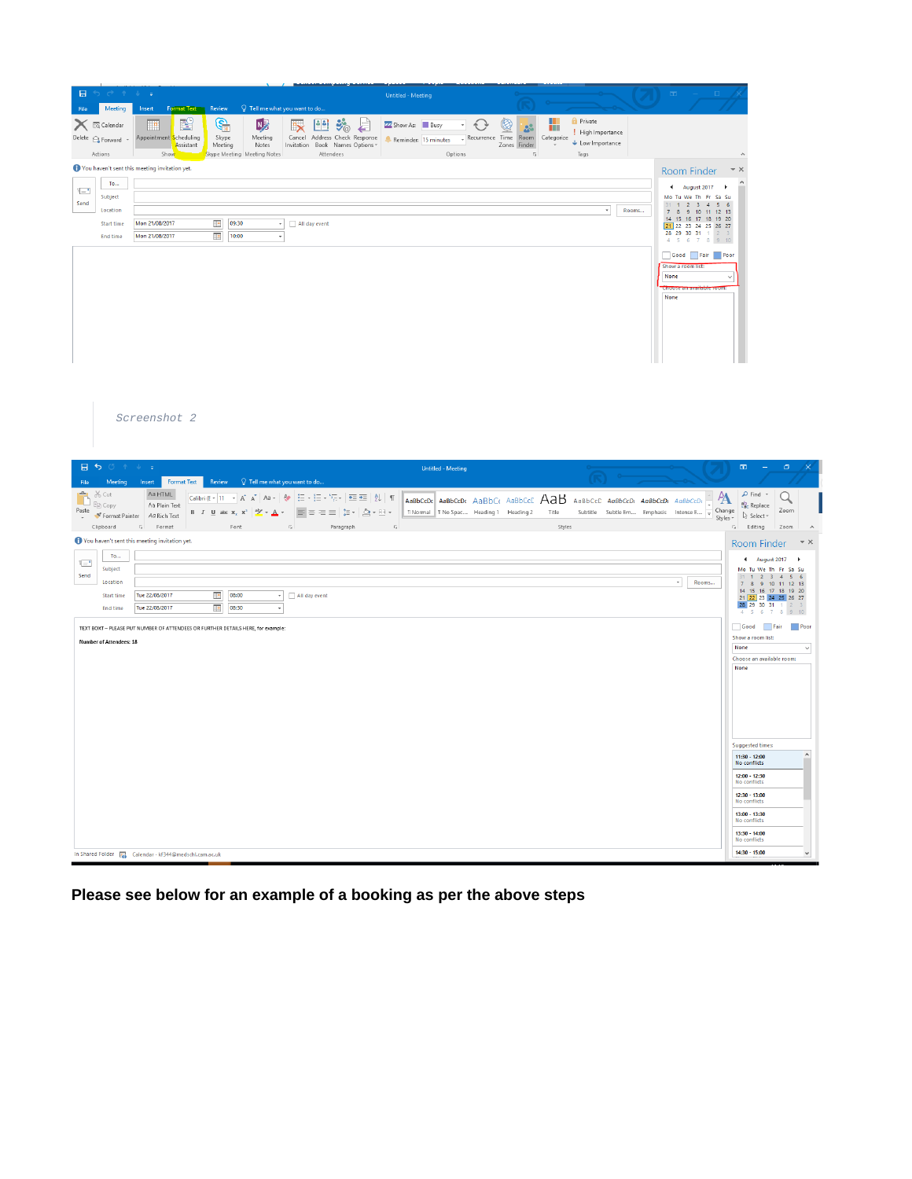*Screenshot 2*

**Please see below for an example of a booking as per the above steps**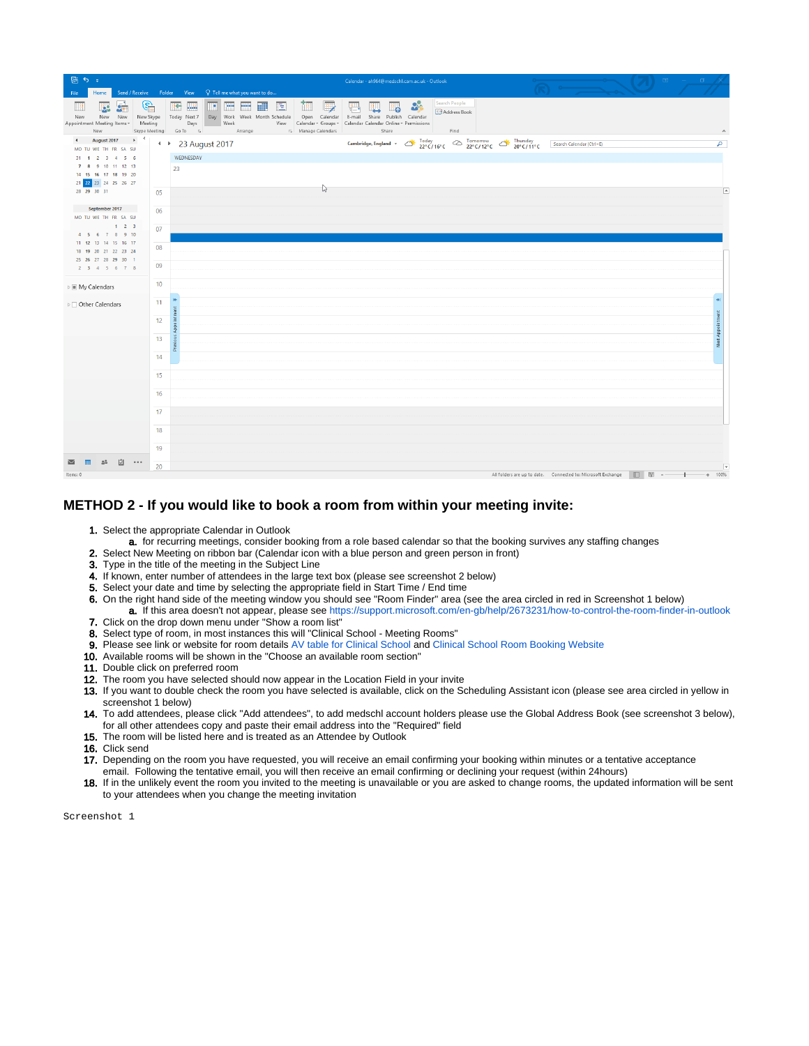## METHOD 2 - If you would like to book a room from within your meeting invite:

1. Select the appropriate Calendar in Outlook
   a. for recurring meetings, consider booking from a role based calendar so that the booking survives any staffing changes
2. Select New Meeting on ribbon bar (Calendar icon with a blue person and green person in front)
3. Type in the title of the meeting in the Subject Line
4. If known, enter number of attendees in the large text box (please see screenshot 2 below)
5. Select your date and time by selecting the appropriate field in Start Time / End time
6. On the right hand side of the meeting window you should see "Room Finder" area (see the area circled in red in Screenshot 1 below)
   a. If this area doesn't not appear, please see https://support.microsoft.com/en-gb/help/2673231/how-to-control-the-room-finder-in-outlook
7. Click on the drop down menu under "Show a room list"
8. Select type of room, in most instances this will "Clinical School - Meeting Rooms"
9. Please see link or website for room details AV table for Clinical School and Clinical School Room Booking Website
10. Available rooms will be shown in the "Choose an available room section"
11. Double click on preferred room
12. The room you have selected should now appear in the Location Field in your invite
13. If you want to double check the room you have selected is available, click on the Scheduling Assistant icon (please see area circled in yellow in screenshot 1 below)
14. To add attendees, please click "Add attendees", to add medschl account holders please use the Global Address Book (see screenshot 3 below), for all other attendees copy and paste their email address into the "Required" field
15. The room will be listed here and is treated as an Attendee by Outlook
16. Click send
17. Depending on the room you have requested, you will receive an email confirming your booking within minutes or a tentative acceptance email. Following the tentative email, you will then receive an email confirming or declining your request (within 24hours)
18. If in the unlikely event the room you invited to the meeting is unavailable or you are asked to change rooms, the updated information will be sent to your attendees when you change the meeting invitation

Screenshot 1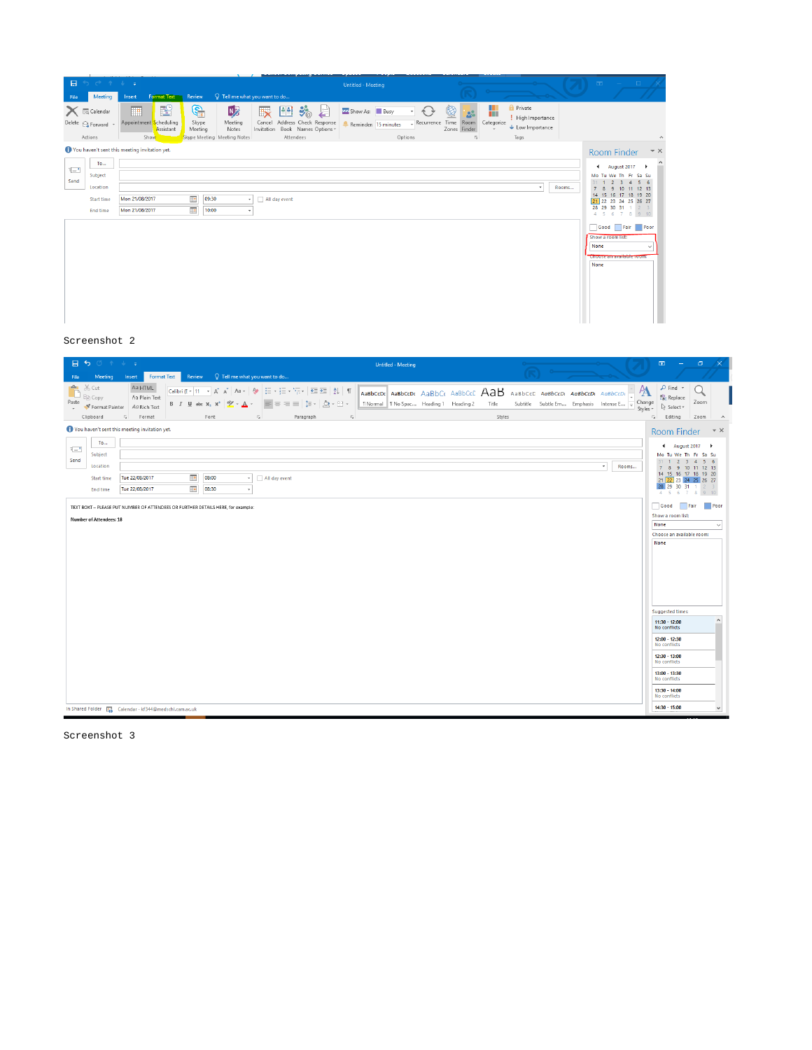Screenshot 2

Screenshot 3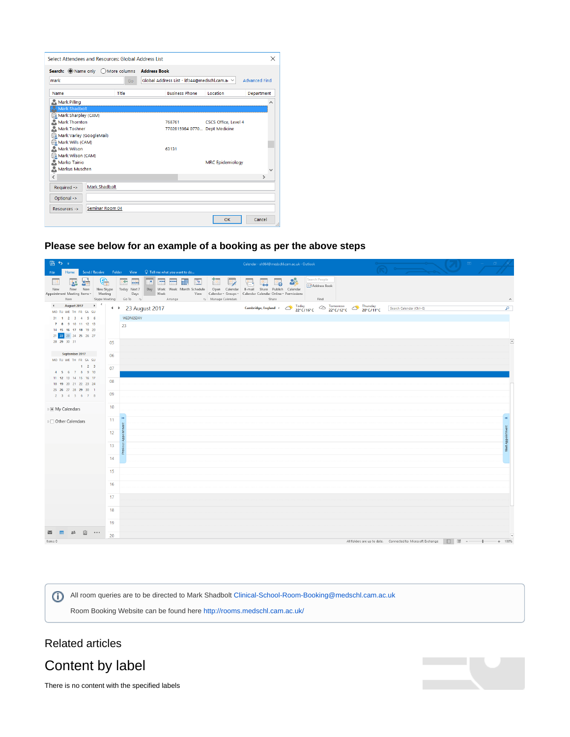Please see below for an example of a booking as per the above steps

All room queries are to be directed to Mark Shadbolt Clinical-School-Room-Booking@medschl.cam.ac.uk

Room Booking Website can be found here http://rooms.medschl.cam.ac.uk/

## Related articles

# Content by label

There is no content with the specified labels